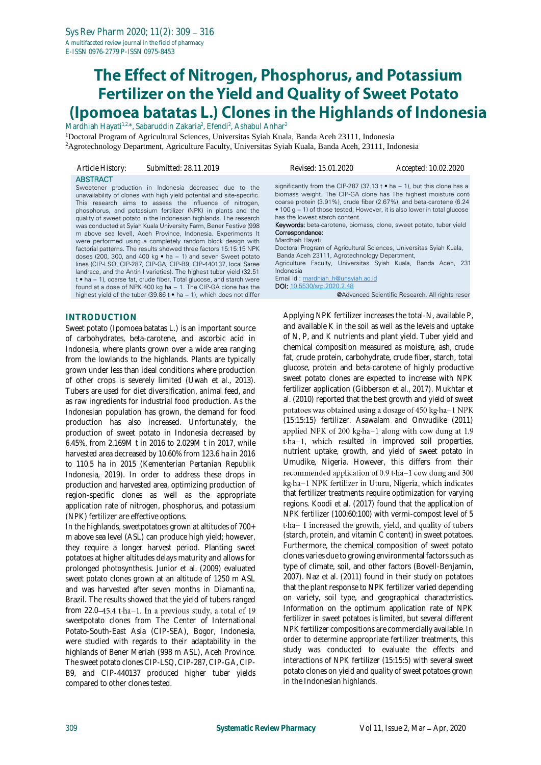# The Effect of Nitrogen, Phosphorus, and Potassium Fertilizer on the Yield and Quality of Sweet Potato (Ipomoea batatas L.) Clones in the Highlands of Indonesia

Mardhiah Hayati[1,2,*], Sabaruddin Zakaria[2], Efendi[2], Ashabul Anhar[2]

[1]Doctoral Program of Agricultural Sciences, Universitas Syiah Kuala, Banda Aceh 23111, Indonesia
[2]Agrotechnology Department, Agriculture Faculty, Universitas Syiah Kuala, Banda Aceh, 23111, Indonesia

Article History: Submitted: 28.11.2019 Revised: 15.01.2020 Accepted: 10.02.2020

## ABSTRACT

Sweetener production in Indonesia decreased due to the unavailability of clones with high yield potential and site-specific. This research aims to assess the influence of nitrogen, phosphorus, and potassium fertilizer (NPK) in plants and the quality of sweet potato in the Indonesian highlands. The research was conducted at Syiah Kuala University Farm, Bener Festive (998 m above sea level), Aceh Province, Indonesia. Experiments It were performed using a completely random block design with factorial patterns. The results showed three factors 15:15:15 NPK doses (200, 300, and 400 kg • ha − 1) and seven Sweet potato lines (CIP-LSQ, CIP-287, CIP-GA, CIP-B9, CIP-440137, local Saree landrace, and the Antin I varieties). The highest tuber yield (32.51 t • ha − 1), coarse fat, crude fiber, Total glucose, and starch were found at a dose of NPK 400 kg ha − 1. The CIP-GA clone has the highest yield of the tuber (39.86 t • ha − 1), which does not differ significantly from the CIP-287 (37.13 t • ha − 1), but this clone has a biomass weight. The CIP-GA clone has The highest moisture conte coarse protein (3.91%), crude fiber (2.67%), and beta-carotene (6.24 • 100 g − 1) of those tested; However, it is also lower in total glucose has the lowest starch content.

**Keywords:** beta-carotene, biomass, clone, sweet potato, tuber yield

**Correspondance:**
Mardhiah Hayati
Doctoral Program of Agricultural Sciences, Universitas Syiah Kuala, Banda Aceh 23111, Agrotechnology Department, Agriculture Faculty, Universitas Syiah Kuala, Banda Aceh, 231 Indonesia
Email id : mardhiah_h@unsyiah.ac.id
**DOI:** 10.5530/srp.2020.2.48

@Advanced Scientific Research. All rights reser

## INTRODUCTION

Sweet potato (Ipomoea batatas L.) is an important source of carbohydrates, beta-carotene, and ascorbic acid in Indonesia, where plants grown over a wide area ranging from the lowlands to the highlands. Plants are typically grown under less than ideal conditions where production of other crops is severely limited (Uwah et al., 2013). Tubers are used for diet diversification, animal feed, and as raw ingredients for industrial food production. As the Indonesian population has grown, the demand for food production has also increased. Unfortunately, the production of sweet potato in Indonesia decreased by 6.45%, from 2.169M t in 2016 to 2.029M t in 2017, while harvested area decreased by 10.60% from 123.6 ha in 2016 to 110.5 ha in 2015 (Kementerian Pertanian Republik Indonesia, 2019). In order to address these drops in production and harvested area, optimizing production of region-specific clones as well as the appropriate application rate of nitrogen, phosphorus, and potassium (NPK) fertilizer are effective options.

In the highlands, sweetpotatoes grown at altitudes of 700+ m above sea level (ASL) can produce high yield; however, they require a longer harvest period. Planting sweet potatoes at higher altitudes delays maturity and allows for prolonged photosynthesis. Junior et al. (2009) evaluated sweet potato clones grown at an altitude of 1250 m ASL and was harvested after seven months in Diamantina, Brazil. The results showed that the yield of tubers ranged from 22.0–45.4 t·ha−1. In a previous study, a total of 19 sweetpotato clones from The Center of International Potato-South-East Asia (CIP-SEA), Bogor, Indonesia, were studied with regards to their adaptability in the highlands of Bener Meriah (998 m ASL), Aceh Province. The sweet potato clones CIP-LSQ, CIP-287, CIP-GA, CIP-B9, and CIP-440137 produced higher tuber yields compared to other clones tested.

Applying NPK fertilizer increases the total-N, available P, and available K in the soil as well as the levels and uptake of N, P, and K nutrients and plant yield. Tuber yield and chemical composition measured as moisture, ash, crude fat, crude protein, carbohydrate, crude fiber, starch, total glucose, protein and beta-carotene of highly productive sweet potato clones are expected to increase with NPK fertilizer application (Gibberson et al., 2017). Mukhtar et al. (2010) reported that the best growth and yield of sweet potatoes was obtained using a dosage of 450 kg·ha−1 NPK (15:15:15) fertilizer. Asawalam and Onwudike (2011) applied NPK of 200 kg·ha−1 along with cow dung at 1.9 t·ha−1, which resulted in improved soil properties, nutrient uptake, growth, and yield of sweet potato in Umudike, Nigeria. However, this differs from their recommended application of 0.9 t·ha−1 cow dung and 300 kg·ha−1 NPK fertilizer in Uturu, Nigeria, which indicates that fertilizer treatments require optimization for varying regions. Koodi et al. (2017) found that the application of NPK fertilizer (100:60:100) with vermi-compost level of 5 t·ha− 1 increased the growth, yield, and quality of tubers (starch, protein, and vitamin C content) in sweet potatoes. Furthermore, the chemical composition of sweet potato clones varies due to growing environmental factors such as type of climate, soil, and other factors (Bovell-Benjamin, 2007). Naz et al. (2011) found in their study on potatoes that the plant response to NPK fertilizer varied depending on variety, soil type, and geographical characteristics. Information on the optimum application rate of NPK fertilizer in sweet potatoes is limited, but several different NPK fertilizer compositions are commercially available. In order to determine appropriate fertilizer treatments, this study was conducted to evaluate the effects and interactions of NPK fertilizer (15:15:5) with several sweet potato clones on yield and quality of sweet potatoes grown in the Indonesian highlands.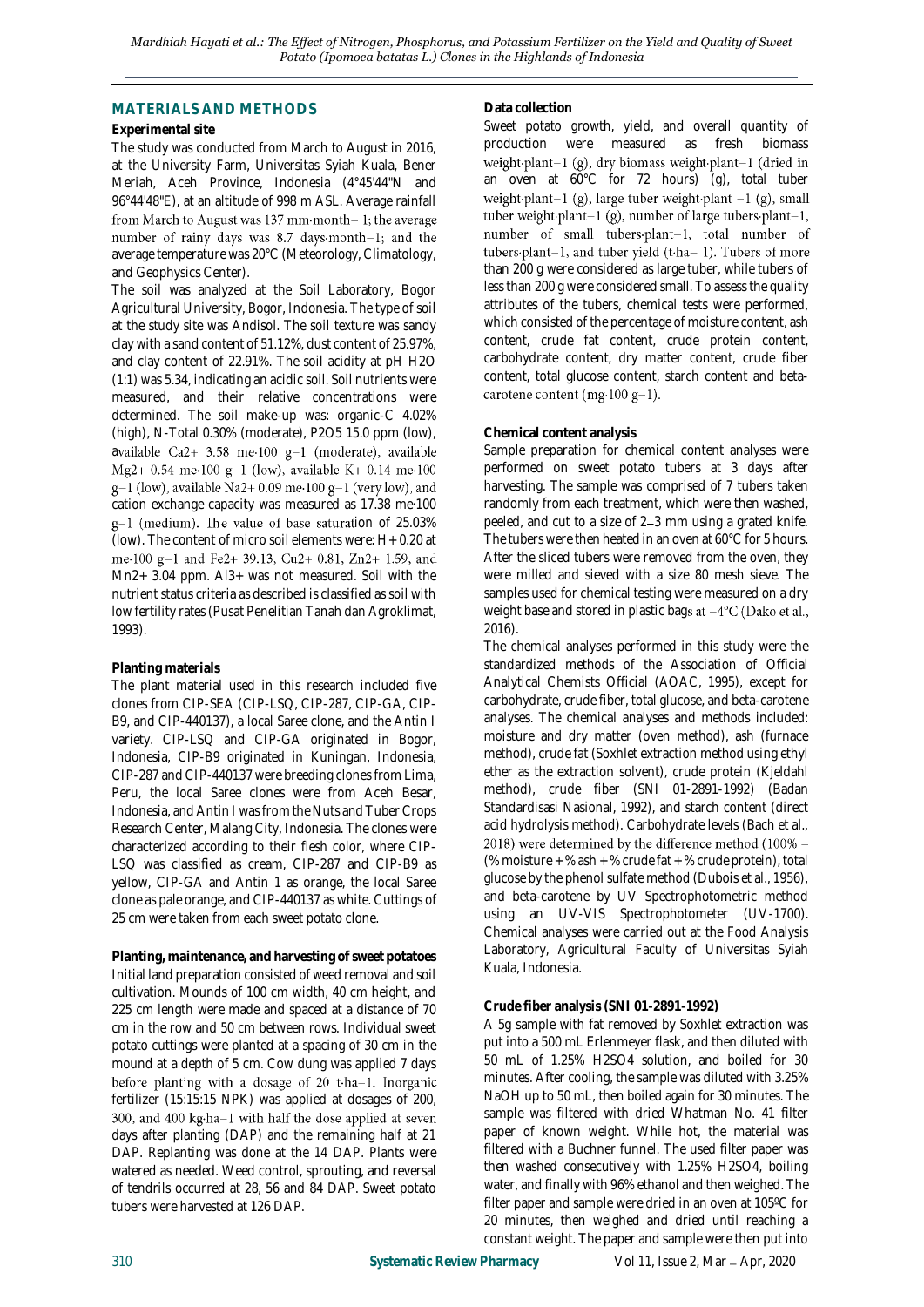## MATERIALS AND METHODS

### Experimental site

The study was conducted from March to August in 2016, at the University Farm, Universitas Syiah Kuala, Bener Meriah, Aceh Province, Indonesia (4°45'44"N and 96°44'48"E), at an altitude of 998 m ASL. Average rainfall from March to August was 137 mm·month−1; the average number of rainy days was 8.7 days·month−1; and the average temperature was 20°C (Meteorology, Climatology, and Geophysics Center).

The soil was analyzed at the Soil Laboratory, Bogor Agricultural University, Bogor, Indonesia. The type of soil at the study site was Andisol. The soil texture was sandy clay with a sand content of 51.12%, dust content of 25.97%, and clay content of 22.91%. The soil acidity at pH $H_2O$ (1:1) was 5.34, indicating an acidic soil. Soil nutrients were measured, and their relative concentrations were determined. The soil make-up was: organic-C 4.02% (high), N-Total 0.30% (moderate), $P_2O_5$ 15.0 ppm (low), available $Ca^{2+}$ 3.58 me·100 g−1 (moderate), available $Mg^{2+}$ 0.54 me·100 g−1 (low), available $K^+$ 0.14 me·100 g−1 (low), available $Na^{2+}$ 0.09 me·100 g−1 (very low), and cation exchange capacity was measured as 17.38 me·100 g−1 (medium). The value of base saturation of 25.03% (low). The content of micro soil elements were: $H^+$ 0.20 at me·100 g−1 and $Fe^{2+}$ 39.13, $Cu^{2+}$ 0.81, $Zn^{2+}$ 1.59, and $Mn^{2+}$ 3.04 ppm. $Al^{3+}$ was not measured. Soil with the nutrient status criteria as described is classified as soil with low fertility rates (Pusat Penelitian Tanah dan Agroklimat, 1993).

### Planting materials

The plant material used in this research included five clones from CIP-SEA (CIP-LSQ, CIP-287, CIP-GA, CIP-B9, and CIP-440137), a local Saree clone, and the Antin I variety. CIP-LSQ and CIP-GA originated in Bogor, Indonesia, CIP-B9 originated in Kuningan, Indonesia, CIP-287 and CIP-440137 were breeding clones from Lima, Peru, the local Saree clones were from Aceh Besar, Indonesia, and Antin I was from the Nuts and Tuber Crops Research Center, Malang City, Indonesia. The clones were characterized according to their flesh color, where CIP-LSQ was classified as cream, CIP-287 and CIP-B9 as yellow, CIP-GA and Antin 1 as orange, the local Saree clone as pale orange, and CIP-440137 as white. Cuttings of 25 cm were taken from each sweet potato clone.

### Planting, maintenance, and harvesting of sweet potatoes

Initial land preparation consisted of weed removal and soil cultivation. Mounds of 100 cm width, 40 cm height, and 225 cm length were made and spaced at a distance of 70 cm in the row and 50 cm between rows. Individual sweet potato cuttings were planted at a spacing of 30 cm in the mound at a depth of 5 cm. Cow dung was applied 7 days before planting with a dosage of 20 t·ha−1. Inorganic fertilizer (15:15:15 NPK) was applied at dosages of 200, 300, and 400 kg·ha−1 with half the dose applied at seven days after planting (DAP) and the remaining half at 21 DAP. Replanting was done at the 14 DAP. Plants were watered as needed. Weed control, sprouting, and reversal of tendrils occurred at 28, 56 and 84 DAP. Sweet potato tubers were harvested at 126 DAP.

### Data collection

Sweet potato growth, yield, and overall quantity of production were measured as fresh biomass weight·plant−1 (g), dry biomass weight·plant−1 (dried in an oven at 60°C for 72 hours) (g), total tuber weight·plant−1 (g), large tuber weight·plant −1 (g), small tuber weight·plant−1 (g), number of large tubers·plant−1, number of small tubers·plant−1, total number of tubers·plant−1, and tuber yield (t·ha− 1). Tubers of more than 200 g were considered as large tuber, while tubers of less than 200 g were considered small. To assess the quality attributes of the tubers, chemical tests were performed, which consisted of the percentage of moisture content, ash content, crude fat content, crude protein content, carbohydrate content, dry matter content, crude fiber content, total glucose content, starch content and beta-carotene content (mg·100 g−1).

### Chemical content analysis

Sample preparation for chemical content analyses were performed on sweet potato tubers at 3 days after harvesting. The sample was comprised of 7 tubers taken randomly from each treatment, which were then washed, peeled, and cut to a size of 2–3 mm using a grated knife. The tubers were then heated in an oven at 60°C for 5 hours. After the sliced tubers were removed from the oven, they were milled and sieved with a size 80 mesh sieve. The samples used for chemical testing were measured on a dry weight base and stored in plastic bags at −4°C (Dako et al., 2016).

The chemical analyses performed in this study were the standardized methods of the Association of Official Analytical Chemists Official (AOAC, 1995), except for carbohydrate, crude fiber, total glucose, and beta-carotene analyses. The chemical analyses and methods included: moisture and dry matter (oven method), ash (furnace method), crude fat (Soxhlet extraction method using ethyl ether as the extraction solvent), crude protein (Kjeldahl method), crude fiber (SNI 01-2891-1992) (Badan Standardisasi Nasional, 1992), and starch content (direct acid hydrolysis method). Carbohydrate levels (Bach et al., 2018) were determined by the difference method (100% − (% moisture + % ash + % crude fat + % crude protein), total glucose by the phenol sulfate method (Dubois et al., 1956), and beta-carotene by UV Spectrophotometric method using an UV-VIS Spectrophotometer (UV-1700). Chemical analyses were carried out at the Food Analysis Laboratory, Agricultural Faculty of Universitas Syiah Kuala, Indonesia.

### Crude fiber analysis (SNI 01-2891-1992)

A 5g sample with fat removed by Soxhlet extraction was put into a 500 mL Erlenmeyer flask, and then diluted with 50 mL of 1.25% $H_2SO_4$ solution, and boiled for 30 minutes. After cooling, the sample was diluted with 3.25% NaOH up to 50 mL, then boiled again for 30 minutes. The sample was filtered with dried Whatman No. 41 filter paper of known weight. While hot, the material was filtered with a Buchner funnel. The used filter paper was then washed consecutively with 1.25% $H_2SO_4$, boiling water, and finally with 96% ethanol and then weighed. The filter paper and sample were dried in an oven at 105ºC for 20 minutes, then weighed and dried until reaching a constant weight. The paper and sample were then put into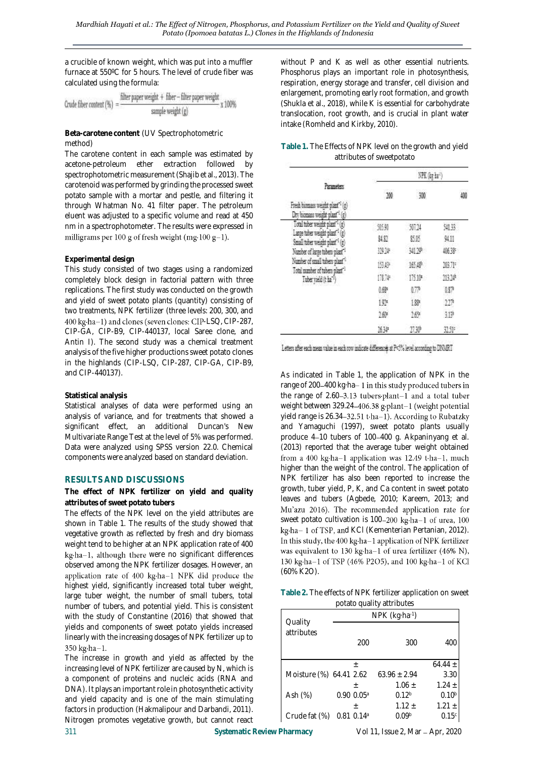a crucible of known weight, which was put into a muffler furnace at 550ºC for 5 hours. The level of crude fiber was calculated using the formula:

$$\text{Crude fiber content (\%)} = \frac{\text{filter paper weight + fiber} - \text{filter paper weight}}{\text{sample weight (g)}} \times 100\%$$

**Beta-carotene content** (UV Spectrophotometric method)

The carotene content in each sample was estimated by acetone-petroleum ether extraction followed by spectrophotometric measurement (Shajib et al., 2013). The carotenoid was performed by grinding the processed sweet potato sample with a mortar and pestle, and filtering it through Whatman No. 41 filter paper. The petroleum eluent was adjusted to a specific volume and read at 450 nm in a spectrophotometer. The results were expressed in milligrams per 100 g of fresh weight (mg·100 g−1).

**Experimental design**

This study consisted of two stages using a randomized completely block design in factorial pattern with three replications. The first study was conducted on the growth and yield of sweet potato plants (quantity) consisting of two treatments, NPK fertilizer (three levels: 200, 300, and 400 kg·ha−1) and clones (seven clones: CIP-LSQ, CIP-287, CIP-GA, CIP-B9, CIP-440137, local Saree clone, and Antin I). The second study was a chemical treatment analysis of the five higher productions sweet potato clones in the highlands (CIP-LSQ, CIP-287, CIP-GA, CIP-B9, and CIP-440137).

**Statistical analysis**

Statistical analyses of data were performed using an analysis of variance, and for treatments that showed a significant effect, an additional Duncan's New Multivariate Range Test at the level of 5% was performed. Data were analyzed using SPSS version 22.0. Chemical components were analyzed based on standard deviation.

## RESULTS AND DISCUSSIONS

**The effect of NPK fertilizer on yield and quality attributes of sweet potato tubers**

The effects of the NPK level on the yield attributes are shown in Table 1. The results of the study showed that vegetative growth as reflected by fresh and dry biomass weight tend to be higher at an NPK application rate of 400 kg·ha−1, although there were no significant differences observed among the NPK fertilizer dosages. However, an application rate of 400 kg·ha−1 NPK did produce the highest yield, significantly increased total tuber weight, large tuber weight, the number of small tubers, total number of tubers, and potential yield. This is consistent with the study of Constantine (2016) that showed that yields and components of sweet potato yields increased linearly with the increasing dosages of NPK fertilizer up to 350 kg·ha−1.

The increase in growth and yield as affected by the increasing level of NPK fertilizer are caused by N, which is a component of proteins and nucleic acids (RNA and DNA). It plays an important role in photosynthetic activity and yield capacity and is one of the main stimulating factors in production (Hakmalipour and Darbandi, 2011). Nitrogen promotes vegetative growth, but cannot react without P and K as well as other essential nutrients. Phosphorus plays an important role in photosynthesis, respiration, energy storage and transfer, cell division and enlargement, promoting early root formation, and growth (Shukla et al., 2018), while K is essential for carbohydrate translocation, root growth, and is crucial in plant water intake (Romheld and Kirkby, 2010).

**Table 1.** The Effects of NPK level on the growth and yield attributes of sweetpotato

| Parameters | NPK (kg·ha⁻¹) | | |
|---|---|---|---|
| | 200 | 300 | 400 |
| Fresh biomass weight plant⁻¹ (g) | 505.90 | 507.24 | 541.33 |
| Dry biomass weight plant⁻¹ (g) | 84.82 | 85.05 | 94.11 |
| Total tuber weight plant⁻¹ (g) | 329.24a | 341.29b | 406.38c |
| Large tuber weight plant⁻¹ (g) | 151.43a | 165.48b | 203.71c |
| Small tuber weight plant⁻¹ (g) | 178.74a | 175.10a | 213.24b |
| Number of large tubers plant⁻¹ | 0.68a | 0.77b | 0.87b |
| Number of small tubers plant⁻¹ | 1.92a | 1.88a | 2.27b |
| Total number of tubers plant⁻¹ | 2.60a | 2.60a | 3.13b |
| Tuber yield (t ha⁻¹) | 26.34a | 27.30b | 32.51c |

Letters after each mean value in each row indicate differences at P<5% level according to DNMRT

As indicated in Table 1, the application of NPK in the range of 200–400 kg·ha−1 in this study produced tubers in the range of 2.60–3.13 tubers·plant−1 and a total tuber weight between 329.24–406.38 g·plant−1 (weight potential yield range is 26.34–32.51 t·ha−1). According to Rubatzky and Yamaguchi (1997), sweet potato plants usually produce 4–10 tubers of 100–400 g. Akpaninyang et al. (2013) reported that the average tuber weight obtained from a 400 kg·ha−1 application was 12.49 t·ha−1, much higher than the weight of the control. The application of NPK fertilizer has also been reported to increase the growth, tuber yield, P, K, and Ca content in sweet potato leaves and tubers (Agbede, 2010; Kareem, 2013; and Mu'azu 2016). The recommended application rate for sweet potato cultivation is 100–200 kg·ha−1 of urea, 100 kg·ha−1 of TSP, and KCl (Kementerian Pertanian, 2012). In this study, the 400 kg·ha−1 application of NPK fertilizer was equivalent to 130 kg·ha−1 of urea fertilizer (46% N), 130 kg·ha−1 of TSP (46% $P_2O_5$), and 100 kg·ha−1 of KCl (60% $K_2O$).

**Table 2.** The effects of NPK fertilizer application on sweet potato quality attributes

| Quality attributes | NPK (kg·ha⁻¹) | | |
|---|---|---|---|
| | 200 | 300 | 400 |
| Moisture (%) | 64.41 ± 2.62 | 63.96 ± 2.94 | 64.44 ± 3.30 |
| Ash (%) | 0.90 ± 0.05a | 1.06 ± 0.12b | 1.24 ± 0.10b |
| Crude fat (%) | 0.81 ± 0.14a | 1.12 ± 0.09b | 1.21 ± 0.15c |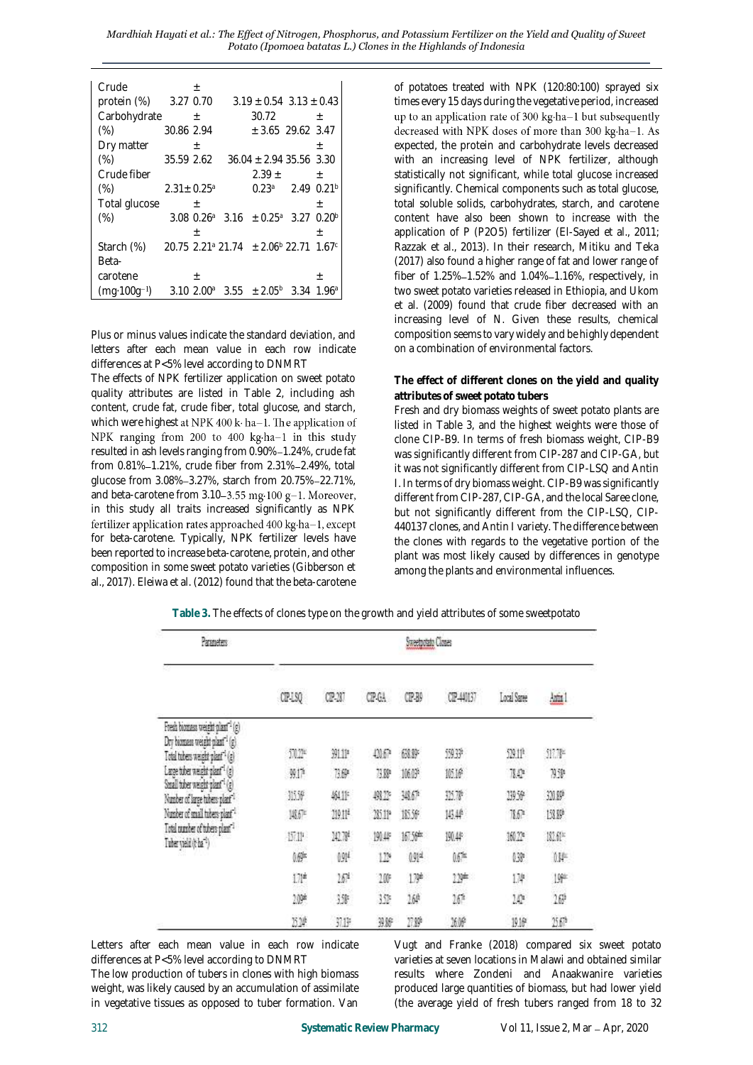| | | | |
|---|---|---|---|
| Crude protein (%) | 3.27 ± 0.70 | 3.19 ± 0.54 | 3.13 ± 0.43 |
| Carbohydrate (%) | 30.86 ± 2.94 | 30.72 ± 3.65 | 29.62 ± 3.47 |
| Dry matter (%) | 35.59 ± 2.62 | 36.04 ± 2.94 | 35.56 ± 3.30 |
| Crude fiber (%) | 2.31 ± 0.25$^{a}$ | 2.39 ± 0.23$^{a}$ | 2.49 ± 0.21$^{b}$ |
| Total glucose (%) | 3.08 ± 0.26$^{a}$ | 3.16 ± 0.25$^{a}$ | 3.27 ± 0.20$^{b}$ |
| Starch (%) | 20.75 ± 2.21$^{a}$ | 21.74 ± 2.06$^{b}$ | 22.71 ± 1.67$^{c}$ |
| Beta-carotene (mg·100g$^{-1}$) | 3.10 ± 2.00$^{a}$ | 3.55 ± 2.05$^{b}$ | 3.34 ± 1.96$^{a}$ |

Plus or minus values indicate the standard deviation, and letters after each mean value in each row indicate differences at P<5% level according to DNMRT

The effects of NPK fertilizer application on sweet potato quality attributes are listed in Table 2, including ash content, crude fat, crude fiber, total glucose, and starch, which were highest at NPK 400 k·ha−1. The application of NPK ranging from 200 to 400 kg·ha−1 in this study resulted in ash levels ranging from 0.90%–1.24%, crude fat from 0.81%–1.21%, crude fiber from 2.31%–2.49%, total glucose from 3.08%–3.27%, starch from 20.75%–22.71%, and beta-carotene from 3.10–3.55 mg·100 g−1. Moreover, in this study all traits increased significantly as NPK fertilizer application rates approached 400 kg·ha−1, except for beta-carotene. Typically, NPK fertilizer levels have been reported to increase beta-carotene, protein, and other composition in some sweet potato varieties (Gibberson et al., 2017). Eleiwa et al. (2012) found that the beta-carotene of potatoes treated with NPK (120:80:100) sprayed six times every 15 days during the vegetative period, increased up to an application rate of 300 kg·ha−1 but subsequently decreased with NPK doses of more than 300 kg·ha−1. As expected, the protein and carbohydrate levels decreased with an increasing level of NPK fertilizer, although statistically not significant, while total glucose increased significantly. Chemical components such as total glucose, total soluble solids, carbohydrates, starch, and carotene content have also been shown to increase with the application of P (P2O5) fertilizer (El-Sayed et al., 2011; Razzak et al., 2013). In their research, Mitiku and Teka (2017) also found a higher range of fat and lower range of fiber of 1.25%–1.52% and 1.04%–1.16%, respectively, in two sweet potato varieties released in Ethiopia, and Ukom et al. (2009) found that crude fiber decreased with an increasing level of N. Given these results, chemical composition seems to vary widely and be highly dependent on a combination of environmental factors.

**The effect of different clones on the yield and quality attributes of sweet potato tubers**

Fresh and dry biomass weights of sweet potato plants are listed in Table 3, and the highest weights were those of clone CIP-B9. In terms of fresh biomass weight, CIP-B9 was significantly different from CIP-287 and CIP-GA, but it was not significantly different from CIP-LSQ and Antin I. In terms of dry biomass weight. CIP-B9 was significantly different from CIP-287, CIP-GA, and the local Saree clone, but not significantly different from the CIP-LSQ, CIP-440137 clones, and Antin I variety. The difference between the clones with regards to the vegetative portion of the plant was most likely caused by differences in genotype among the plants and environmental influences.

**Table 3.** The effects of clones type on the growth and yield attributes of some sweetpotato

| Parameters | Sweetpotato Clones | | | | | | |
|---|---|---|---|---|---|---|---|
| | CIP-LSQ | CIP-287 | CIP-GA | CIP-B9 | CIP-440137 | Local Saree | Antin 1 |
| Fresh biomass weight plant$^{-1}$ (g) | 570.22$^{bc}$ | 391.11$^{a}$ | 420.67$^{a}$ | 658.89$^{c}$ | 559.33$^{b}$ | 529.11$^{b}$ | 517.78$^{bc}$ |
| Dry biomass weight plant$^{-1}$ (g) | 99.17$^{b}$ | 73.69$^{a}$ | 73.88$^{a}$ | 106.03$^{b}$ | 105.16$^{b}$ | 78.42$^{a}$ | 79.59$^{a}$ |
| Total tubers weight plant$^{-1}$ (g) | 315.59$^{b}$ | 464.11$^{c}$ | 498.22$^{c}$ | 348.67$^{b}$ | 325.78$^{b}$ | 239.56$^{a}$ | 320.89$^{b}$ |
| Large tuber weight plant$^{-1}$ (g) | 148.67$^{bc}$ | 219.11$^{d}$ | 285.11$^{e}$ | 185.56$^{c}$ | 145.44$^{b}$ | 78.67$^{a}$ | 158.89$^{b}$ |
| Small tuber weight plant$^{-1}$ (g) | 157.11$^{a}$ | 242.78$^{d}$ | 190.44$^{c}$ | 167.56$^{abc}$ | 190.44$^{c}$ | 160.22$^{a}$ | 182.61$^{bc}$ |
| Number of large tubers plant$^{-1}$ | 0.69$^{bc}$ | 0.91$^{d}$ | 1.22$^{e}$ | 0.91$^{cd}$ | 0.67$^{bc}$ | 0.38$^{a}$ | 0.84$^{bc}$ |
| Number of small tubers plant$^{-1}$ | 1.71$^{ab}$ | 2.67$^{d}$ | 2.00$^{c}$ | 1.79$^{ab}$ | 2.29$^{abc}$ | 1.74$^{a}$ | 1.99$^{bc}$ |
| Total number of tubers plant$^{-1}$ | 2.09$^{ab}$ | 3.58$^{c}$ | 3.52$^{c}$ | 2.64$^{b}$ | 2.67$^{b}$ | 1.42$^{a}$ | 2.63$^{b}$ |
| Tuber yield (t ha$^{-1}$) | 25.24$^{b}$ | 37.13$^{c}$ | 39.86$^{c}$ | 27.89$^{b}$ | 26.06$^{b}$ | 19.16$^{a}$ | 25.67$^{b}$ |

Letters after each mean value in each row indicate differences at P<5% level according to DNMRT

The low production of tubers in clones with high biomass weight, was likely caused by an accumulation of assimilate in vegetative tissues as opposed to tuber formation. Van Vugt and Franke (2018) compared six sweet potato varieties at seven locations in Malawi and obtained similar results where Zondeni and Anaakwanire varieties produced large quantities of biomass, but had lower yield (the average yield of fresh tubers ranged from 18 to 32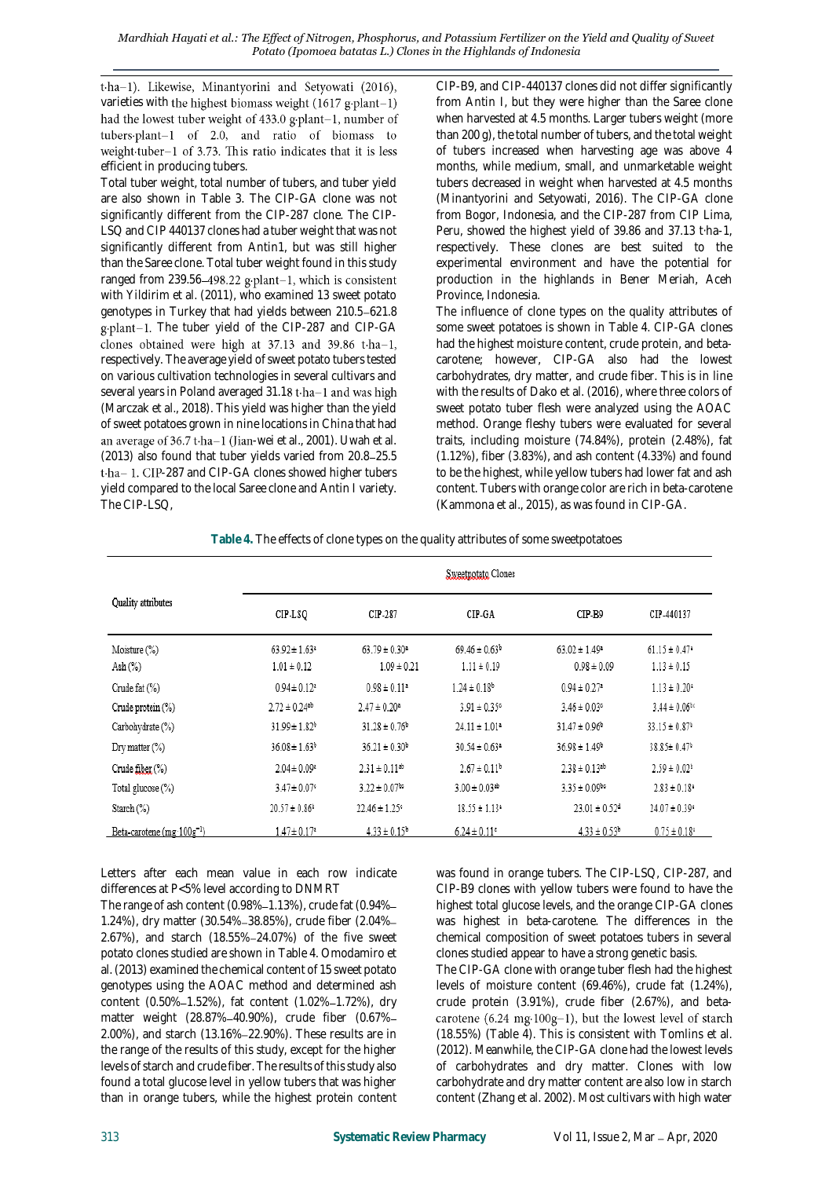t·ha−1). Likewise, Minantyorini and Setyowati (2016), varieties with the highest biomass weight (1617 g·plant−1) had the lowest tuber weight of 433.0 g·plant−1, number of tubers·plant−1 of 2.0, and ratio of biomass to weight·tuber−1 of 3.73. This ratio indicates that it is less efficient in producing tubers.

Total tuber weight, total number of tubers, and tuber yield are also shown in Table 3. The CIP-GA clone was not significantly different from the CIP-287 clone. The CIP-LSQ and CIP 440137 clones had a tuber weight that was not significantly different from Antin1, but was still higher than the Saree clone. Total tuber weight found in this study ranged from 239.56–498.22 g·plant−1, which is consistent with Yildirim et al. (2011), who examined 13 sweet potato genotypes in Turkey that had yields between 210.5–621.8 g·plant−1. The tuber yield of the CIP-287 and CIP-GA clones obtained were high at 37.13 and 39.86 t·ha−1, respectively. The average yield of sweet potato tubers tested on various cultivation technologies in several cultivars and several years in Poland averaged 31.18 t·ha−1 and was high (Marczak et al., 2018). This yield was higher than the yield of sweet potatoes grown in nine locations in China that had an average of 36.7 t·ha−1 (Jian-wei et al., 2001). Uwah et al. (2013) also found that tuber yields varied from 20.8–25.5 t·ha− 1. CIP-287 and CIP-GA clones showed higher tubers yield compared to the local Saree clone and Antin I variety. The CIP-LSQ, CIP-B9, and CIP-440137 clones did not differ significantly from Antin I, but they were higher than the Saree clone when harvested at 4.5 months. Larger tubers weight (more than 200 g), the total number of tubers, and the total weight of tubers increased when harvesting age was above 4 months, while medium, small, and unmarketable weight tubers decreased in weight when harvested at 4.5 months (Minantyorini and Setyowati, 2016). The CIP-GA clone from Bogor, Indonesia, and the CIP-287 from CIP Lima, Peru, showed the highest yield of 39.86 and 37.13 t·ha-1, respectively. These clones are best suited to the experimental environment and have the potential for production in the highlands in Bener Meriah, Aceh Province, Indonesia.

The influence of clone types on the quality attributes of some sweet potatoes is shown in Table 4. CIP-GA clones had the highest moisture content, crude protein, and beta-carotene; however, CIP-GA also had the lowest carbohydrates, dry matter, and crude fiber. This is in line with the results of Dako et al. (2016), where three colors of sweet potato tuber flesh were analyzed using the AOAC method. Orange fleshy tubers were evaluated for several traits, including moisture (74.84%), protein (2.48%), fat (1.12%), fiber (3.83%), and ash content (4.33%) and found to be the highest, while yellow tubers had lower fat and ash content. Tubers with orange color are rich in beta-carotene (Kammona et al., 2015), as was found in CIP-GA.

**Table 4.** The effects of clone types on the quality attributes of some sweetpotatoes

| Quality attributes | Sweetpotato Clones | | | | |
|---|---|---|---|---|---|
| | CIP-LSQ | CIP-287 | CIP-GA | CIP-B9 | CIP-440137 |
| Moisture (%) | 63.92 ± 1.63[a] | 63.79 ± 0.30[a] | 69.46 ± 0.63[b] | 63.02 ± 1.49[a] | 61.15 ± 0.47[a] |
| Ash (%) | 1.01 ± 0.12 | 1.09 ± 0.21 | 1.11 ± 0.19 | 0.98 ± 0.09 | 1.13 ± 0.15 |
| Crude fat (%) | 0.94± 0.12[a] | 0.98 ± 0.11[a] | 1.24 ± 0.18[b] | 0.94 ± 0.27[a] | 1.13 ± 0.20[a] |
| Crude protein (%) | 2.72 ± 0.24[ab] | 2.47 ± 0.20[a] | 3.91 ± 0.35[c] | 3.46 ± 0.03[c] | 3.44 ± 0.06[bc] |
| Carbohydrate (%) | 31.99 ± 1.82[b] | 31.28 ± 0.76[b] | 24.11 ± 1.01[a] | 31.47 ± 0.96[b] | 33.15 ± 0.87[b] |
| Dry matter (%) | 36.08 ± 1.63[b] | 36.21 ± 0.30[b] | 30.54 ± 0.63[a] | 36.98 ± 1.49[b] | 38.85± 0.47[b] |
| Crude fiber (%) | 2.04± 0.09[a] | 2.31 ± 0.11[ab] | 2.67 ± 0.11[b] | 2.38 ± 0.13[ab] | 2.59 ± 0.02[b] |
| Total glucose (%) | 3.47 ± 0.07[c] | 3.22 ± 0.07[bc] | 3.00 ± 0.03[ab] | 3.35 ± 0.09[bc] | 2.83 ± 0.18[a] |
| Starch (%) | 20.57 ± 0.86[b] | 22.46 ± 1.25[c] | 18.55 ± 1.13[a] | 23.01 ± 0.52[d] | 24.07 ± 0.39[e] |
| Beta-carotene (mg·100g$^{-1}$) | 1.47± 0.17[a] | 4.33 ± 0.15[b] | 6.24 ± 0.11[c] | 4.33 ± 0.53[b] | 0.75 ± 0.18[a] |

Letters after each mean value in each row indicate differences at P<5% level according to DNMRT

The range of ash content (0.98%–1.13%), crude fat (0.94%–1.24%), dry matter (30.54%–38.85%), crude fiber (2.04%–2.67%), and starch (18.55%–24.07%) of the five sweet potato clones studied are shown in Table 4. Omodamiro et al. (2013) examined the chemical content of 15 sweet potato genotypes using the AOAC method and determined ash content (0.50%–1.52%), fat content (1.02%–1.72%), dry matter weight (28.87%–40.90%), crude fiber (0.67%–2.00%), and starch (13.16%–22.90%). These results are in the range of the results of this study, except for the higher levels of starch and crude fiber. The results of this study also found a total glucose level in yellow tubers that was higher than in orange tubers, while the highest protein content was found in orange tubers. The CIP-LSQ, CIP-287, and CIP-B9 clones with yellow tubers were found to have the highest total glucose levels, and the orange CIP-GA clones was highest in beta-carotene. The differences in the chemical composition of sweet potatoes tubers in several clones studied appear to have a strong genetic basis.

The CIP-GA clone with orange tuber flesh had the highest levels of moisture content (69.46%), crude fat (1.24%), crude protein (3.91%), crude fiber (2.67%), and beta-carotene (6.24 mg·100g−1), but the lowest level of starch (18.55%) (Table 4). This is consistent with Tomlins et al. (2012). Meanwhile, the CIP-GA clone had the lowest levels of carbohydrates and dry matter. Clones with low carbohydrate and dry matter content are also low in starch content (Zhang et al. 2002). Most cultivars with high water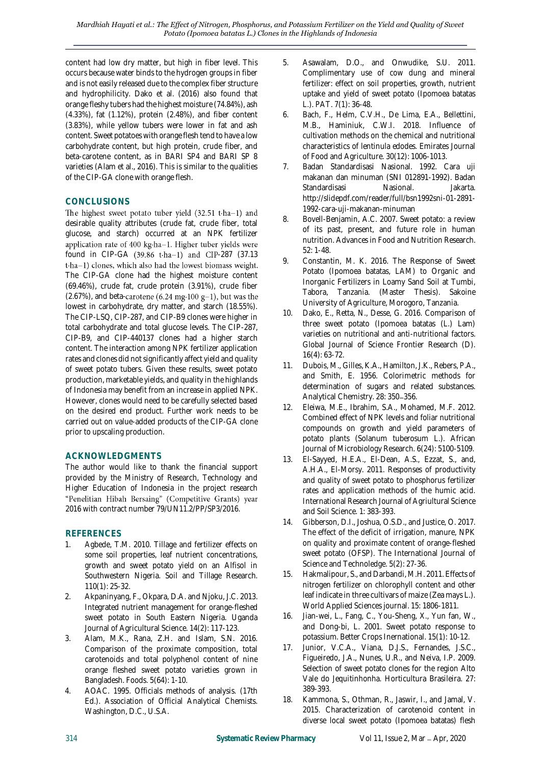content had low dry matter, but high in fiber level. This occurs because water binds to the hydrogen groups in fiber and is not easily released due to the complex fiber structure and hydrophilicity. Dako et al. (2016) also found that orange fleshy tubers had the highest moisture (74.84%), ash (4.33%), fat (1.12%), protein (2.48%), and fiber content (3.83%), while yellow tubers were lower in fat and ash content. Sweet potatoes with orange flesh tend to have a low carbohydrate content, but high protein, crude fiber, and beta-carotene content, as in BARI SP4 and BARI SP 8 varieties (Alam et al., 2016). This is similar to the qualities of the CIP-GA clone with orange flesh.

## CONCLUSIONS

The highest sweet potato tuber yield (32.51 t·ha−1) and desirable quality attributes (crude fat, crude fiber, total glucose, and starch) occurred at an NPK fertilizer application rate of 400 kg·ha−1. Higher tuber yields were found in CIP-GA (39.86 t·ha−1) and CIP-287 (37.13 t·ha−1) clones, which also had the lowest biomass weight. The CIP-GA clone had the highest moisture content (69.46%), crude fat, crude protein (3.91%), crude fiber (2.67%), and beta-carotene (6.24 mg·100 g−1), but was the lowest in carbohydrate, dry matter, and starch (18.55%). The CIP-LSQ, CIP-287, and CIP-B9 clones were higher in total carbohydrate and total glucose levels. The CIP-287, CIP-B9, and CIP-440137 clones had a higher starch content. The interaction among NPK fertilizer application rates and clones did not significantly affect yield and quality of sweet potato tubers. Given these results, sweet potato production, marketable yields, and quality in the highlands of Indonesia may benefit from an increase in applied NPK. However, clones would need to be carefully selected based on the desired end product. Further work needs to be carried out on value-added products of the CIP-GA clone prior to upscaling production.

## ACKNOWLEDGMENTS

The author would like to thank the financial support provided by the Ministry of Research, Technology and Higher Education of Indonesia in the project research "Penelitian Hibah Bersaing" (Competitive Grants) year 2016 with contract number 79/UN11.2/PP/SP3/2016.

## REFERENCES

1. Agbede, T.M. 2010. Tillage and fertilizer effects on some soil properties, leaf nutrient concentrations, growth and sweet potato yield on an Alfisol in Southwestern Nigeria. Soil and Tillage Research. 110(1): 25-32.
2. Akpaninyang, F., Okpara, D.A. and Njoku, J.C. 2013. Integrated nutrient management for orange-fleshed sweet potato in South Eastern Nigeria. Uganda Journal of Agricultural Science. 14(2): 117-123.
3. Alam, M.K., Rana, Z.H. and Islam, S.N. 2016. Comparison of the proximate composition, total carotenoids and total polyphenol content of nine orange fleshed sweet potato varieties grown in Bangladesh. Foods. 5(64): 1-10.
4. AOAC. 1995. Officials methods of analysis. (17th Ed.). Association of Official Analytical Chemists. Washington, D.C., U.S.A.
5. Asawalam, D.O., and Onwudike, S.U. 2011. Complimentary use of cow dung and mineral fertilizer: effect on soil properties, growth, nutrient uptake and yield of sweet potato (Ipomoea batatas L.). PAT. 7(1): 36-48.
6. Bach, F., Helm, C.V.H., De Lima, E.A., Bellettini, M.B., Haminiuk, C.W.I. 2018. Influence of cultivation methods on the chemical and nutritional characteristics of lentinula edodes. Emirates Journal of Food and Agriculture. 30(12): 1006-1013.
7. Badan Standardisasi Nasional. 1992. Cara uji makanan dan minuman (SNI 012891-1992). Badan Standardisasi Nasional. Jakarta. http://slidepdf.com/reader/full/bsn1992sni-01-2891-1992-cara-uji-makanan-minuman
8. Bovell-Benjamin, A.C. 2007. Sweet potato: a review of its past, present, and future role in human nutrition. Advances in Food and Nutrition Research. 52: 1-48.
9. Constantin, M. K. 2016. The Response of Sweet Potato (Ipomoea batatas, LAM) to Organic and Inorganic Fertilizers in Loamy Sand Soil at Tumbi, Tabora, Tanzania. (Master Thesis). Sakoine University of Agriculture, Morogoro, Tanzania.
10. Dako, E., Retta, N., Desse, G. 2016. Comparison of three sweet potato (Ipomoea batatas (L.) Lam) varieties on nutritional and anti-nutritional factors. Global Journal of Science Frontier Research (D). 16(4): 63-72.
11. Dubois, M., Gilles, K.A., Hamilton, J.K., Rebers, P.A., and Smith, E. 1956. Colorimetric methods for determination of sugars and related substances. Analytical Chemistry. 28: 350–356.
12. Eleiwa, M.E., Ibrahim, S.A., Mohamed, M.F. 2012. Combined effect of NPK levels and foliar nutritional compounds on growth and yield parameters of potato plants (Solanum tuberosum L.). African Journal of Microbiology Research. 6(24): 5100-5109.
13. El-Sayyed, H.E.A., El-Dean, A.S., Ezzat, S., and, A.H.A., El-Morsy. 2011. Responses of productivity and quality of sweet potato to phosphorus fertilizer rates and application methods of the humic acid. International Research Journal of Agriultural Science and Soil Science. 1: 383-393.
14. Gibberson, D.I., Joshua, O.S.D., and Justice, O. 2017. The effect of the deficit of irrigation, manure, NPK on quality and proximate content of orange-fleshed sweet potato (OFSP). The International Journal of Science and Technoledge. 5(2): 27-36.
15. Hakmalipour, S., and Darbandi, M.H. 2011. Effects of nitrogen fertilizer on chlorophyll content and other leaf indicate in three cultivars of maize (Zea mays L.). World Applied Sciences journal. 15: 1806-1811.
16. Jian-wei, L., Fang, C., You-Sheng, X., Yun fan, W., and Dong-bi, L. 2001. Sweet potato response to potassium. Better Crops Inernational. 15(1): 10-12.
17. Junior, V.C.A., Viana, D.J.S., Fernandes, J.S.C., Figueiredo, J.A., Nunes, U.R., and Neiva, I.P. 2009. Selection of sweet potato clones for the region Alto Vale do Jequitinhonha. Horticultura Brasileira. 27: 389-393.
18. Kammona, S., Othman, R., Jaswir, I., and Jamal, V. 2015. Characterization of carotenoid content in diverse local sweet potato (Ipomoea batatas) flesh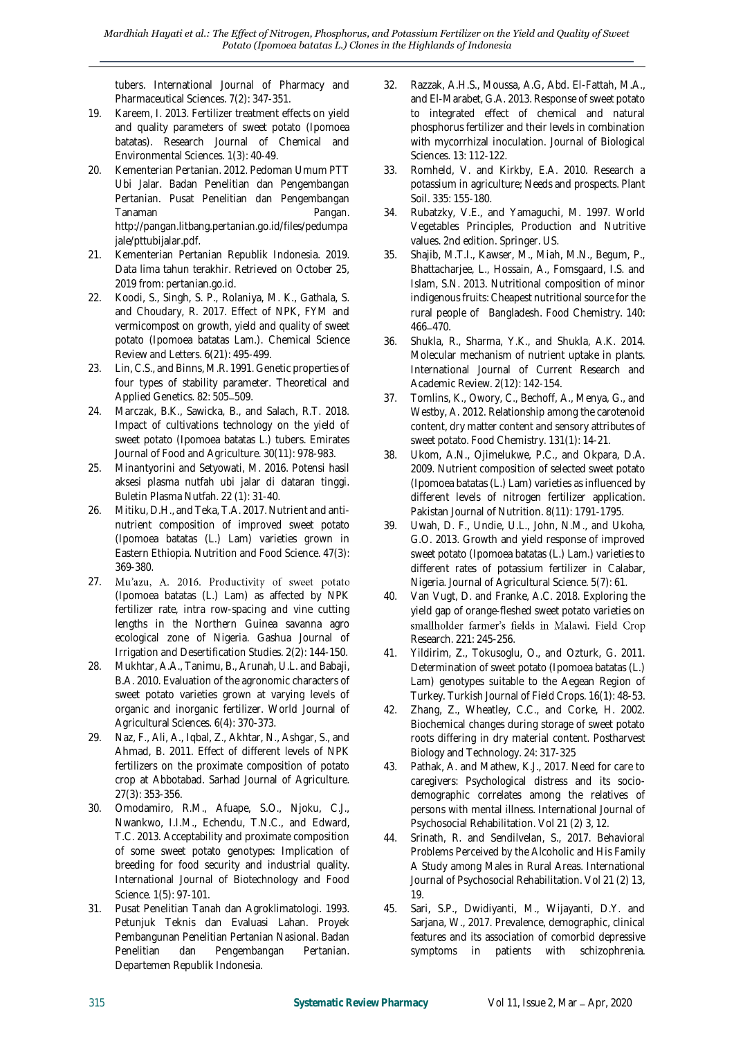tubers. International Journal of Pharmacy and Pharmaceutical Sciences. 7(2): 347-351.

19. Kareem, I. 2013. Fertilizer treatment effects on yield and quality parameters of sweet potato (Ipomoea batatas). Research Journal of Chemical and Environmental Sciences. 1(3): 40-49.
20. Kementerian Pertanian. 2012. Pedoman Umum PTT Ubi Jalar. Badan Penelitian dan Pengembangan Pertanian. Pusat Penelitian dan Pengembangan Tanaman Pangan. http://pangan.litbang.pertanian.go.id/files/pedumpajale/pttubijalar.pdf.
21. Kementerian Pertanian Republik Indonesia. 2019. Data lima tahun terakhir. Retrieved on October 25, 2019 from: pertanian.go.id.
22. Koodi, S., Singh, S. P., Rolaniya, M. K., Gathala, S. and Choudary, R. 2017. Effect of NPK, FYM and vermicompost on growth, yield and quality of sweet potato (Ipomoea batatas Lam.). Chemical Science Review and Letters. 6(21): 495-499.
23. Lin, C.S., and Binns, M.R. 1991. Genetic properties of four types of stability parameter. Theoretical and Applied Genetics. 82: 505–509.
24. Marczak, B.K., Sawicka, B., and Salach, R.T. 2018. Impact of cultivations technology on the yield of sweet potato (Ipomoea batatas L.) tubers. Emirates Journal of Food and Agriculture. 30(11): 978-983.
25. Minantyorini and Setyowati, M. 2016. Potensi hasil aksesi plasma nutfah ubi jalar di dataran tinggi. Buletin Plasma Nutfah. 22 (1): 31-40.
26. Mitiku, D.H., and Teka, T.A. 2017. Nutrient and anti-nutrient composition of improved sweet potato (Ipomoea batatas (L.) Lam) varieties grown in Eastern Ethiopia. Nutrition and Food Science. 47(3): 369-380.
27. Mu'azu, A. 2016. Productivity of sweet potato (Ipomoea batatas (L.) Lam) as affected by NPK fertilizer rate, intra row-spacing and vine cutting lengths in the Northern Guinea savanna agro ecological zone of Nigeria. Gashua Journal of Irrigation and Desertification Studies. 2(2): 144-150.
28. Mukhtar, A.A., Tanimu, B., Arunah, U.L. and Babaji, B.A. 2010. Evaluation of the agronomic characters of sweet potato varieties grown at varying levels of organic and inorganic fertilizer. World Journal of Agricultural Sciences. 6(4): 370-373.
29. Naz, F., Ali, A., Iqbal, Z., Akhtar, N., Ashgar, S., and Ahmad, B. 2011. Effect of different levels of NPK fertilizers on the proximate composition of potato crop at Abbotabad. Sarhad Journal of Agriculture. 27(3): 353-356.
30. Omodamiro, R.M., Afuape, S.O., Njoku, C.J., Nwankwo, I.I.M., Echendu, T.N.C., and Edward, T.C. 2013. Acceptability and proximate composition of some sweet potato genotypes: Implication of breeding for food security and industrial quality. International Journal of Biotechnology and Food Science. 1(5): 97-101.
31. Pusat Penelitian Tanah dan Agroklimatologi. 1993. Petunjuk Teknis dan Evaluasi Lahan. Proyek Pembangunan Penelitian Pertanian Nasional. Badan Penelitian dan Pengembangan Pertanian. Departemen Republik Indonesia.
32. Razzak, A.H.S., Moussa, A.G, Abd. El-Fattah, M.A., and El-Marabet, G.A. 2013. Response of sweet potato to integrated effect of chemical and natural phosphorus fertilizer and their levels in combination with mycorrhizal inoculation. Journal of Biological Sciences. 13: 112-122.
33. Romheld, V. and Kirkby, E.A. 2010. Research a potassium in agriculture; Needs and prospects. Plant Soil. 335: 155-180.
34. Rubatzky, V.E., and Yamaguchi, M. 1997. World Vegetables Principles, Production and Nutritive values. 2nd edition. Springer. US.
35. Shajib, M.T.I., Kawser, M., Miah, M.N., Begum, P., Bhattacharjee, L., Hossain, A., Fomsgaard, I.S. and Islam, S.N. 2013. Nutritional composition of minor indigenous fruits: Cheapest nutritional source for the rural people of Bangladesh. Food Chemistry. 140: 466–470.
36. Shukla, R., Sharma, Y.K., and Shukla, A.K. 2014. Molecular mechanism of nutrient uptake in plants. International Journal of Current Research and Academic Review. 2(12): 142-154.
37. Tomlins, K., Owory, C., Bechoff, A., Menya, G., and Westby, A. 2012. Relationship among the carotenoid content, dry matter content and sensory attributes of sweet potato. Food Chemistry. 131(1): 14-21.
38. Ukom, A.N., Ojimelukwe, P.C., and Okpara, D.A. 2009. Nutrient composition of selected sweet potato (Ipomoea batatas (L.) Lam) varieties as influenced by different levels of nitrogen fertilizer application. Pakistan Journal of Nutrition. 8(11): 1791-1795.
39. Uwah, D. F., Undie, U.L., John, N.M., and Ukoha, G.O. 2013. Growth and yield response of improved sweet potato (Ipomoea batatas (L.) Lam.) varieties to different rates of potassium fertilizer in Calabar, Nigeria. Journal of Agricultural Science. 5(7): 61.
40. Van Vugt, D. and Franke, A.C. 2018. Exploring the yield gap of orange-fleshed sweet potato varieties on smallholder farmer's fields in Malawi. Field Crop Research. 221: 245-256.
41. Yildirim, Z., Tokusoglu, O., and Ozturk, G. 2011. Determination of sweet potato (Ipomoea batatas (L.) Lam) genotypes suitable to the Aegean Region of Turkey. Turkish Journal of Field Crops. 16(1): 48-53.
42. Zhang, Z., Wheatley, C.C., and Corke, H. 2002. Biochemical changes during storage of sweet potato roots differing in dry material content. Postharvest Biology and Technology. 24: 317-325
43. Pathak, A. and Mathew, K.J., 2017. Need for care to caregivers: Psychological distress and its socio-demographic correlates among the relatives of persons with mental illness. International Journal of Psychosocial Rehabilitation. Vol 21 (2) 3, 12.
44. Srinath, R. and Sendilvelan, S., 2017. Behavioral Problems Perceived by the Alcoholic and His Family A Study among Males in Rural Areas. International Journal of Psychosocial Rehabilitation. Vol 21 (2) 13, 19.
45. Sari, S.P., Dwidiyanti, M., Wijayanti, D.Y. and Sarjana, W., 2017. Prevalence, demographic, clinical features and its association of comorbid depressive symptoms in patients with schizophrenia.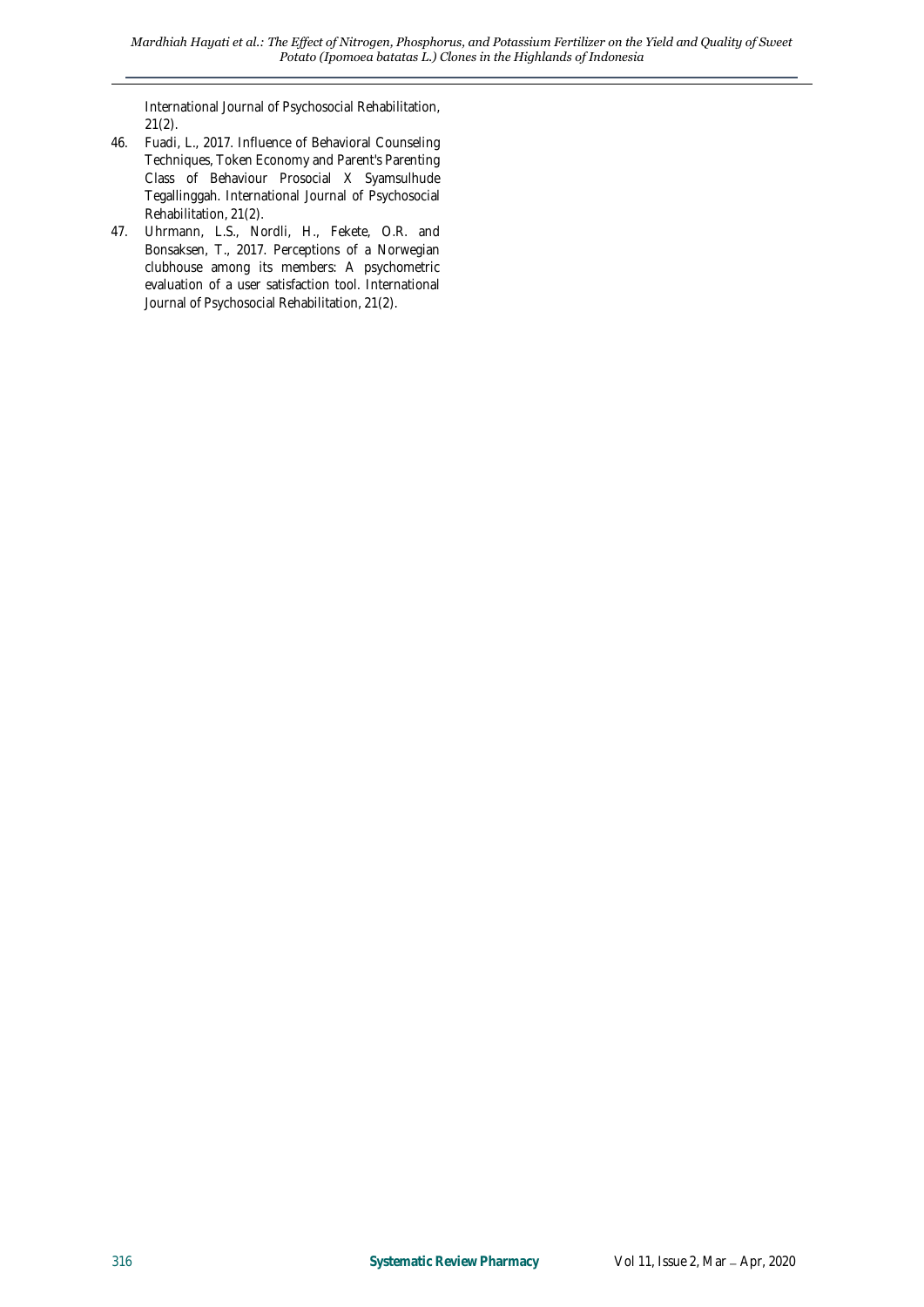International Journal of Psychosocial Rehabilitation, 21(2).

46. Fuadi, L., 2017. Influence of Behavioral Counseling Techniques, Token Economy and Parent's Parenting Class of Behaviour Prosocial X Syamsulhude Tegallinggah. International Journal of Psychosocial Rehabilitation, 21(2).
47. Uhrmann, L.S., Nordli, H., Fekete, O.R. and Bonsaksen, T., 2017. Perceptions of a Norwegian clubhouse among its members: A psychometric evaluation of a user satisfaction tool. International Journal of Psychosocial Rehabilitation, 21(2).